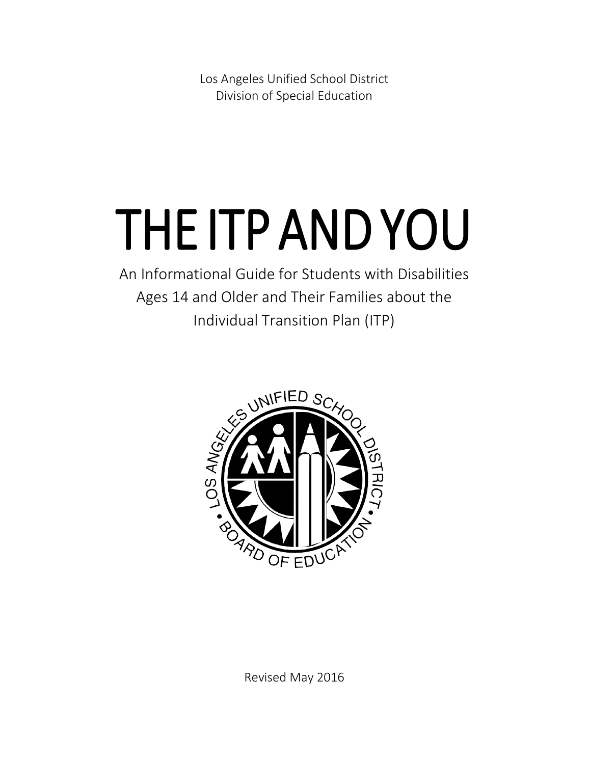Los Angeles Unified School District
Division of Special Education

# THE ITP AND YOU

An Informational Guide for Students with Disabilities Ages 14 and Older and Their Families about the Individual Transition Plan (ITP)

Revised May 2016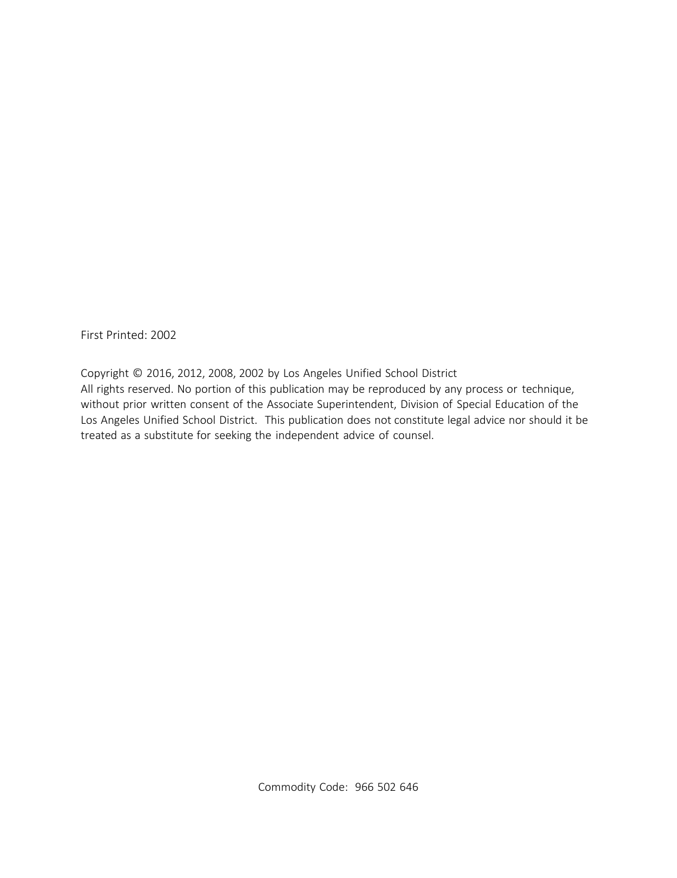First Printed: 2002

Copyright © 2016, 2012, 2008, 2002 by Los Angeles Unified School District
All rights reserved. No portion of this publication may be reproduced by any process or technique, without prior written consent of the Associate Superintendent, Division of Special Education of the Los Angeles Unified School District. This publication does not constitute legal advice nor should it be treated as a substitute for seeking the independent advice of counsel.

Commodity Code: 966 502 646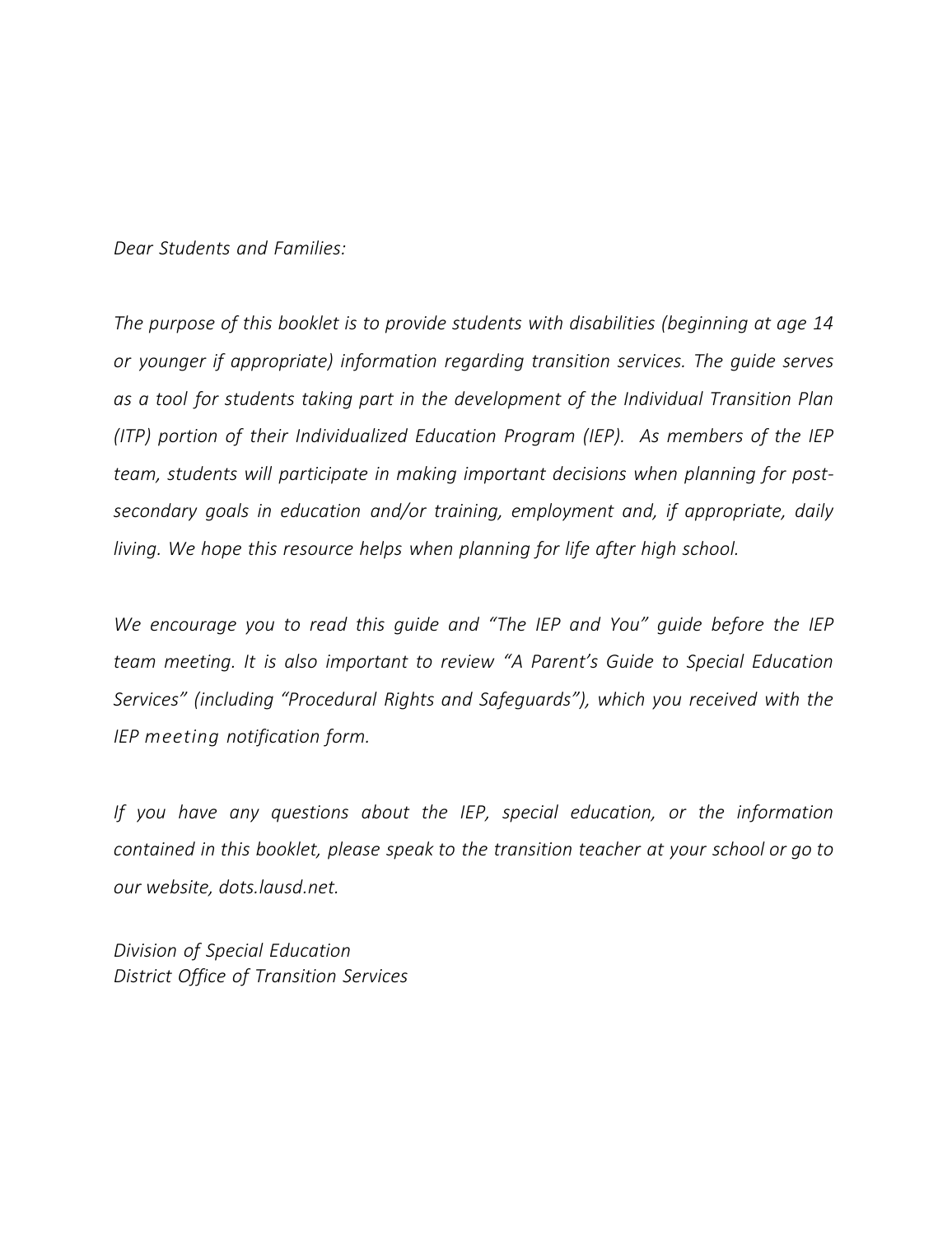*Dear Students and Families:*

*The purpose of this booklet is to provide students with disabilities (beginning at age 14 or younger if appropriate) information regarding transition services. The guide serves as a tool for students taking part in the development of the Individual Transition Plan (ITP) portion of their Individualized Education Program (IEP). As members of the IEP team, students will participate in making important decisions when planning for post-secondary goals in education and/or training, employment and, if appropriate, daily living. We hope this resource helps when planning for life after high school.*

*We encourage you to read this guide and "The IEP and You" guide before the IEP team meeting. It is also important to review "A Parent's Guide to Special Education Services" (including "Procedural Rights and Safeguards"), which you received with the IEP meeting notification form.*

*If you have any questions about the IEP, special education, or the information contained in this booklet, please speak to the transition teacher at your school or go to our website, dots.lausd.net.*

*Division of Special Education*
*District Office of Transition Services*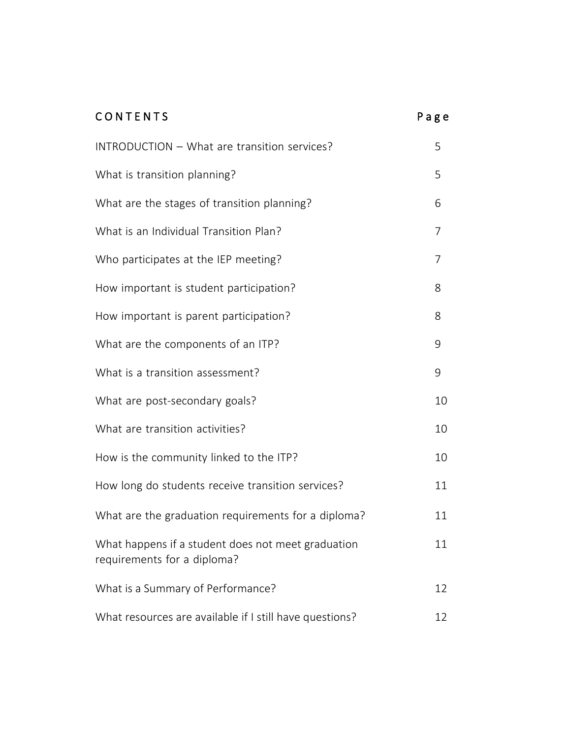## CONTENTS

| | Page |
|---|---|
| INTRODUCTION – What are transition services? | 5 |
| What is transition planning? | 5 |
| What are the stages of transition planning? | 6 |
| What is an Individual Transition Plan? | 7 |
| Who participates at the IEP meeting? | 7 |
| How important is student participation? | 8 |
| How important is parent participation? | 8 |
| What are the components of an ITP? | 9 |
| What is a transition assessment? | 9 |
| What are post-secondary goals? | 10 |
| What are transition activities? | 10 |
| How is the community linked to the ITP? | 10 |
| How long do students receive transition services? | 11 |
| What are the graduation requirements for a diploma? | 11 |
| What happens if a student does not meet graduation requirements for a diploma? | 11 |
| What is a Summary of Performance? | 12 |
| What resources are available if I still have questions? | 12 |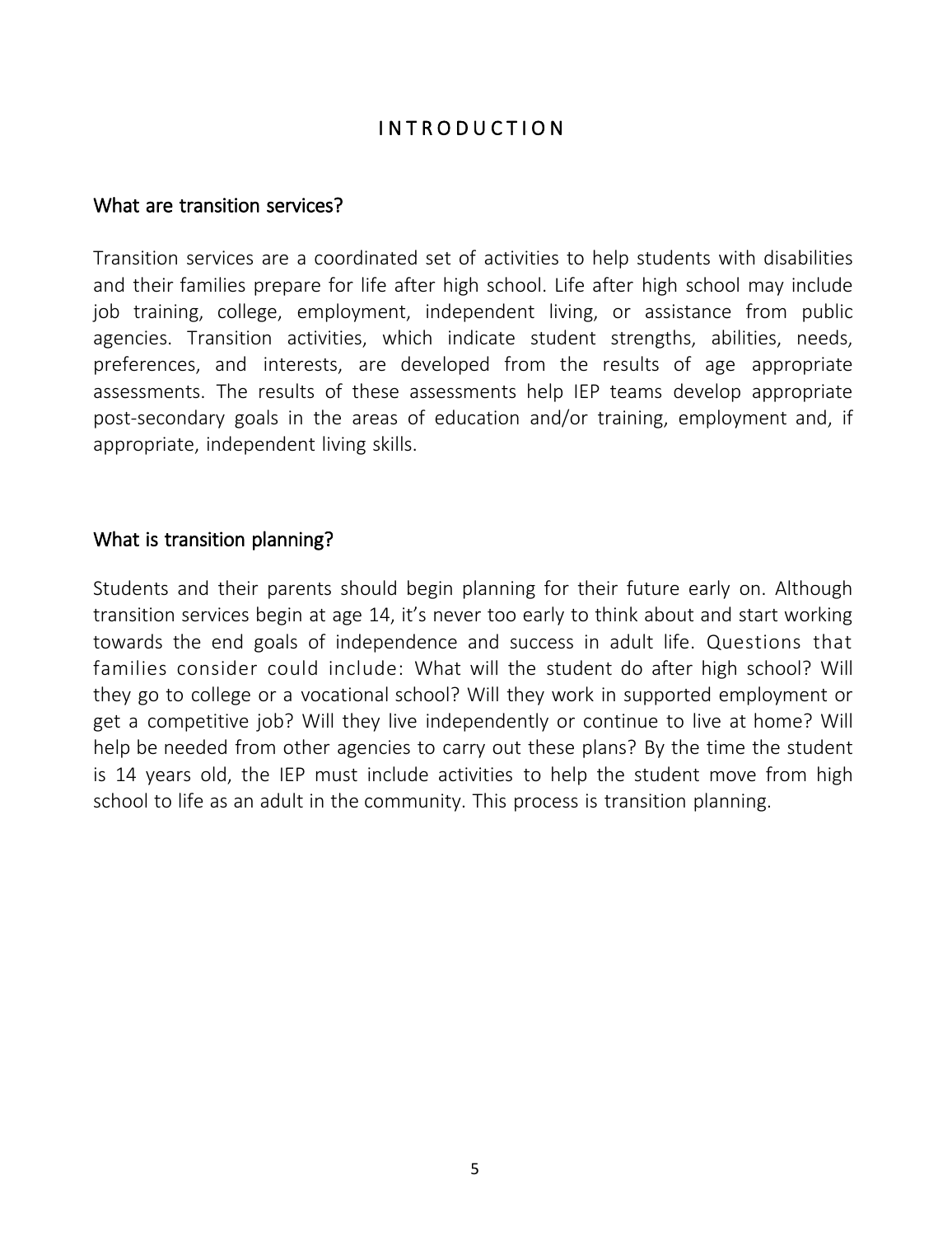# INTRODUCTION

## What are transition services?

Transition services are a coordinated set of activities to help students with disabilities and their families prepare for life after high school. Life after high school may include job training, college, employment, independent living, or assistance from public agencies. Transition activities, which indicate student strengths, abilities, needs, preferences, and interests, are developed from the results of age appropriate assessments. The results of these assessments help IEP teams develop appropriate post-secondary goals in the areas of education and/or training, employment and, if appropriate, independent living skills.

## What is transition planning?

Students and their parents should begin planning for their future early on. Although transition services begin at age 14, it's never too early to think about and start working towards the end goals of independence and success in adult life. Questions that families consider could include: What will the student do after high school? Will they go to college or a vocational school? Will they work in supported employment or get a competitive job? Will they live independently or continue to live at home? Will help be needed from other agencies to carry out these plans? By the time the student is 14 years old, the IEP must include activities to help the student move from high school to life as an adult in the community. This process is transition planning.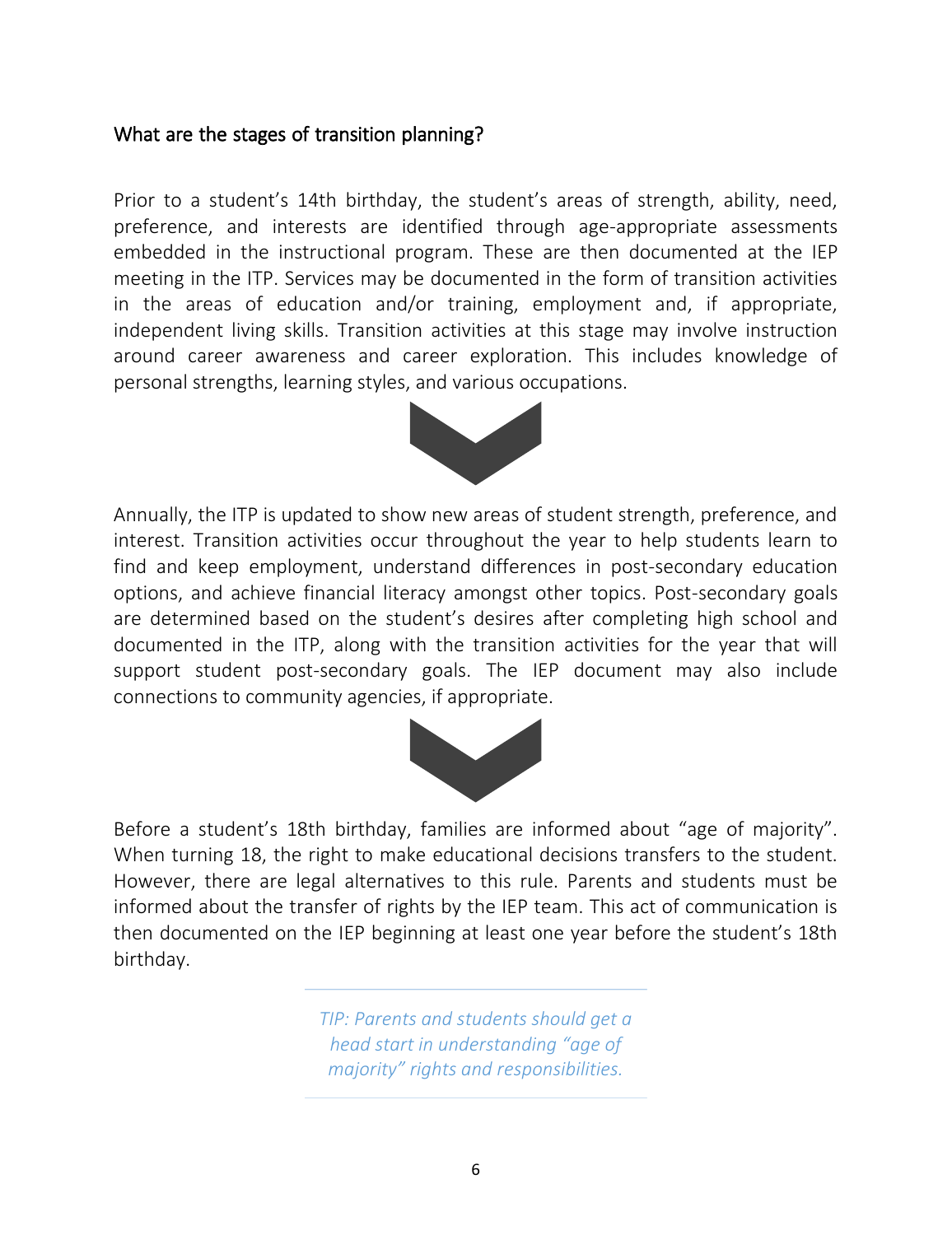## What are the stages of transition planning?

Prior to a student's 14th birthday, the student's areas of strength, ability, need, preference, and interests are identified through age-appropriate assessments embedded in the instructional program. These are then documented at the IEP meeting in the ITP. Services may be documented in the form of transition activities in the areas of education and/or training, employment and, if appropriate, independent living skills. Transition activities at this stage may involve instruction around career awareness and career exploration. This includes knowledge of personal strengths, learning styles, and various occupations.

Annually, the ITP is updated to show new areas of student strength, preference, and interest. Transition activities occur throughout the year to help students learn to find and keep employment, understand differences in post-secondary education options, and achieve financial literacy amongst other topics. Post-secondary goals are determined based on the student's desires after completing high school and documented in the ITP, along with the transition activities for the year that will support student post-secondary goals. The IEP document may also include connections to community agencies, if appropriate.

Before a student's 18th birthday, families are informed about "age of majority". When turning 18, the right to make educational decisions transfers to the student. However, there are legal alternatives to this rule. Parents and students must be informed about the transfer of rights by the IEP team. This act of communication is then documented on the IEP beginning at least one year before the student's 18th birthday.

*TIP: Parents and students should get a head start in understanding "age of majority" rights and responsibilities.*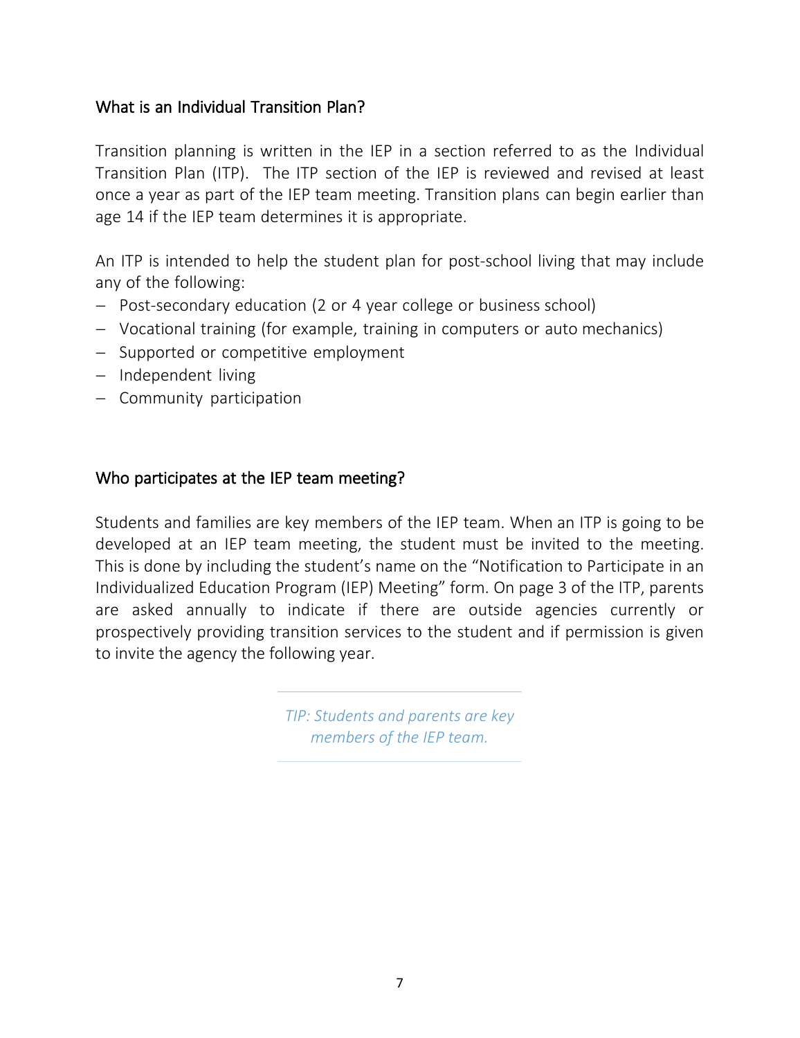## What is an Individual Transition Plan?

Transition planning is written in the IEP in a section referred to as the Individual Transition Plan (ITP). The ITP section of the IEP is reviewed and revised at least once a year as part of the IEP team meeting. Transition plans can begin earlier than age 14 if the IEP team determines it is appropriate.

An ITP is intended to help the student plan for post-school living that may include any of the following:

- Post-secondary education (2 or 4 year college or business school)
- Vocational training (for example, training in computers or auto mechanics)
- Supported or competitive employment
- Independent living
- Community participation

## Who participates at the IEP team meeting?

Students and families are key members of the IEP team. When an ITP is going to be developed at an IEP team meeting, the student must be invited to the meeting. This is done by including the student's name on the "Notification to Participate in an Individualized Education Program (IEP) Meeting" form. On page 3 of the ITP, parents are asked annually to indicate if there are outside agencies currently or prospectively providing transition services to the student and if permission is given to invite the agency the following year.

> *TIP: Students and parents are key members of the IEP team.*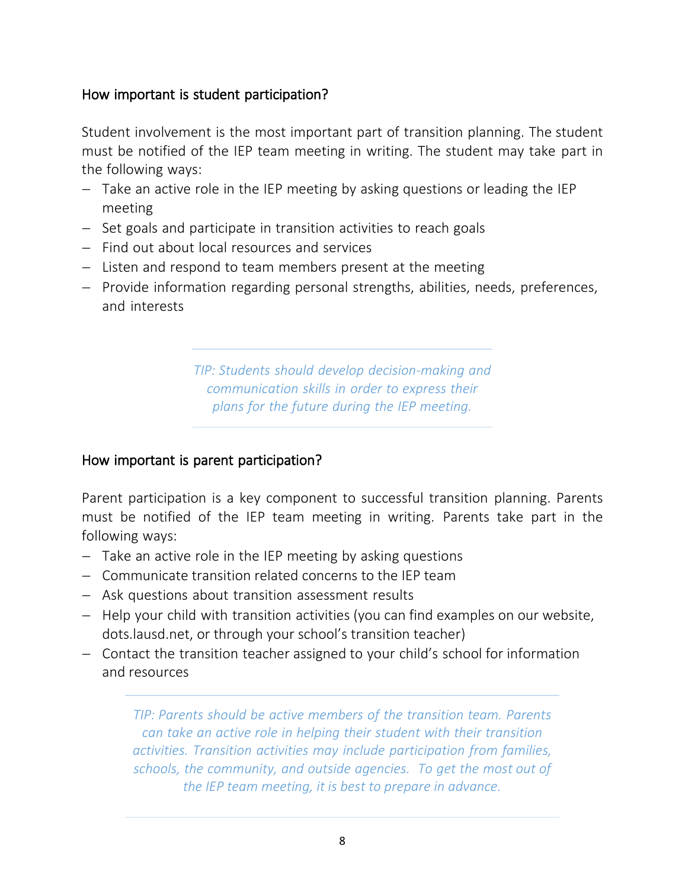### How important is student participation?

Student involvement is the most important part of transition planning. The student must be notified of the IEP team meeting in writing. The student may take part in the following ways:

- Take an active role in the IEP meeting by asking questions or leading the IEP meeting
- Set goals and participate in transition activities to reach goals
- Find out about local resources and services
- Listen and respond to team members present at the meeting
- Provide information regarding personal strengths, abilities, needs, preferences, and interests

---

*TIP: Students should develop decision-making and communication skills in order to express their plans for the future during the IEP meeting.*

---

### How important is parent participation?

Parent participation is a key component to successful transition planning. Parents must be notified of the IEP team meeting in writing. Parents take part in the following ways:

- Take an active role in the IEP meeting by asking questions
- Communicate transition related concerns to the IEP team
- Ask questions about transition assessment results
- Help your child with transition activities (you can find examples on our website, dots.lausd.net, or through your school's transition teacher)
- Contact the transition teacher assigned to your child's school for information and resources

---

*TIP: Parents should be active members of the transition team. Parents can take an active role in helping their student with their transition activities. Transition activities may include participation from families, schools, the community, and outside agencies. To get the most out of the IEP team meeting, it is best to prepare in advance.*

---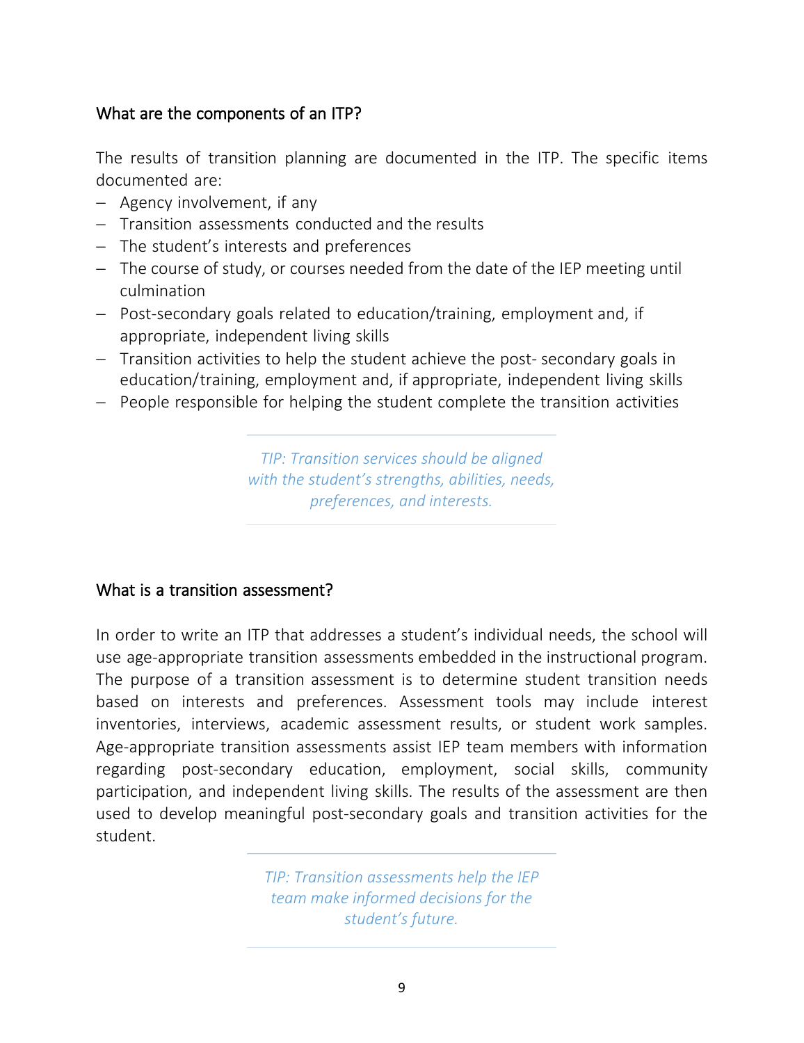### What are the components of an ITP?

The results of transition planning are documented in the ITP. The specific items documented are:

- Agency involvement, if any
- Transition assessments conducted and the results
- The student's interests and preferences
- The course of study, or courses needed from the date of the IEP meeting until culmination
- Post-secondary goals related to education/training, employment and, if appropriate, independent living skills
- Transition activities to help the student achieve the post- secondary goals in education/training, employment and, if appropriate, independent living skills
- People responsible for helping the student complete the transition activities

> *TIP: Transition services should be aligned with the student's strengths, abilities, needs, preferences, and interests.*

### What is a transition assessment?

In order to write an ITP that addresses a student's individual needs, the school will use age-appropriate transition assessments embedded in the instructional program. The purpose of a transition assessment is to determine student transition needs based on interests and preferences. Assessment tools may include interest inventories, interviews, academic assessment results, or student work samples. Age-appropriate transition assessments assist IEP team members with information regarding post-secondary education, employment, social skills, community participation, and independent living skills. The results of the assessment are then used to develop meaningful post-secondary goals and transition activities for the student.

> *TIP: Transition assessments help the IEP team make informed decisions for the student's future.*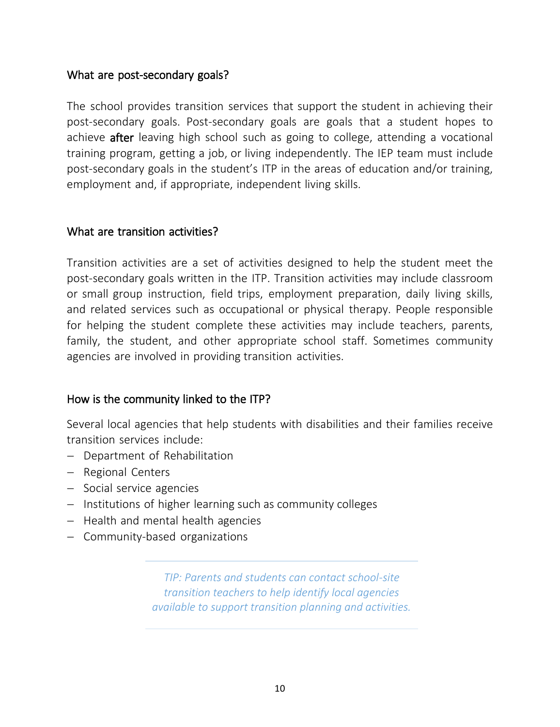## What are post-secondary goals?

The school provides transition services that support the student in achieving their post-secondary goals. Post-secondary goals are goals that a student hopes to achieve **after** leaving high school such as going to college, attending a vocational training program, getting a job, or living independently. The IEP team must include post-secondary goals in the student's ITP in the areas of education and/or training, employment and, if appropriate, independent living skills.

## What are transition activities?

Transition activities are a set of activities designed to help the student meet the post-secondary goals written in the ITP. Transition activities may include classroom or small group instruction, field trips, employment preparation, daily living skills, and related services such as occupational or physical therapy. People responsible for helping the student complete these activities may include teachers, parents, family, the student, and other appropriate school staff. Sometimes community agencies are involved in providing transition activities.

## How is the community linked to the ITP?

Several local agencies that help students with disabilities and their families receive transition services include:

- Department of Rehabilitation
- Regional Centers
- Social service agencies
- Institutions of higher learning such as community colleges
- Health and mental health agencies
- Community-based organizations

*TIP: Parents and students can contact school-site transition teachers to help identify local agencies available to support transition planning and activities.*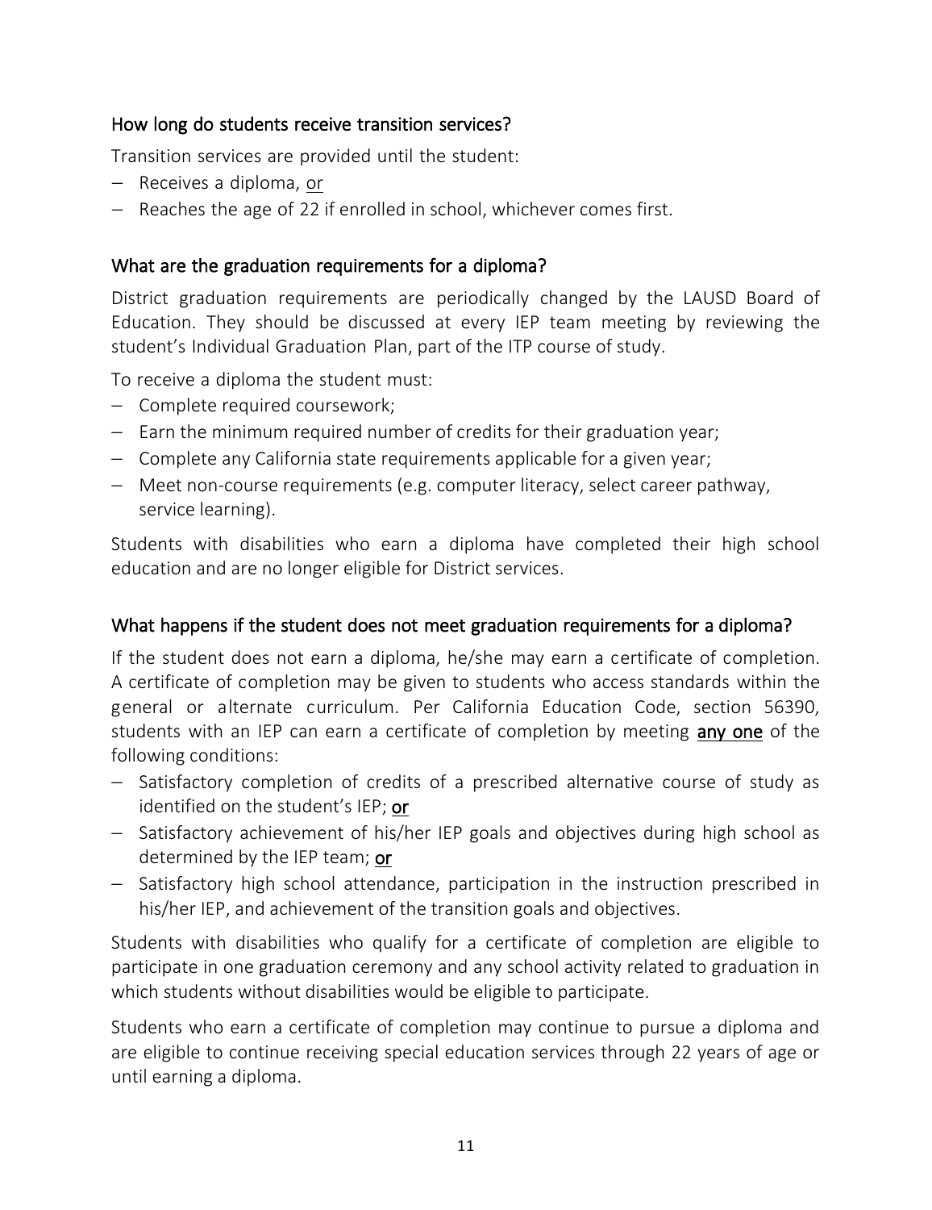### How long do students receive transition services?

Transition services are provided until the student:

- Receives a diploma, or
- Reaches the age of 22 if enrolled in school, whichever comes first.

### What are the graduation requirements for a diploma?

District graduation requirements are periodically changed by the LAUSD Board of Education. They should be discussed at every IEP team meeting by reviewing the student's Individual Graduation Plan, part of the ITP course of study.

To receive a diploma the student must:

- Complete required coursework;
- Earn the minimum required number of credits for their graduation year;
- Complete any California state requirements applicable for a given year;
- Meet non-course requirements (e.g. computer literacy, select career pathway, service learning).

Students with disabilities who earn a diploma have completed their high school education and are no longer eligible for District services.

### What happens if the student does not meet graduation requirements for a diploma?

If the student does not earn a diploma, he/she may earn a certificate of completion. A certificate of completion may be given to students who access standards within the general or alternate curriculum. Per California Education Code, section 56390, students with an IEP can earn a certificate of completion by meeting **any one** of the following conditions:

- Satisfactory completion of credits of a prescribed alternative course of study as identified on the student's IEP; **or**
- Satisfactory achievement of his/her IEP goals and objectives during high school as determined by the IEP team; **or**
- Satisfactory high school attendance, participation in the instruction prescribed in his/her IEP, and achievement of the transition goals and objectives.

Students with disabilities who qualify for a certificate of completion are eligible to participate in one graduation ceremony and any school activity related to graduation in which students without disabilities would be eligible to participate.

Students who earn a certificate of completion may continue to pursue a diploma and are eligible to continue receiving special education services through 22 years of age or until earning a diploma.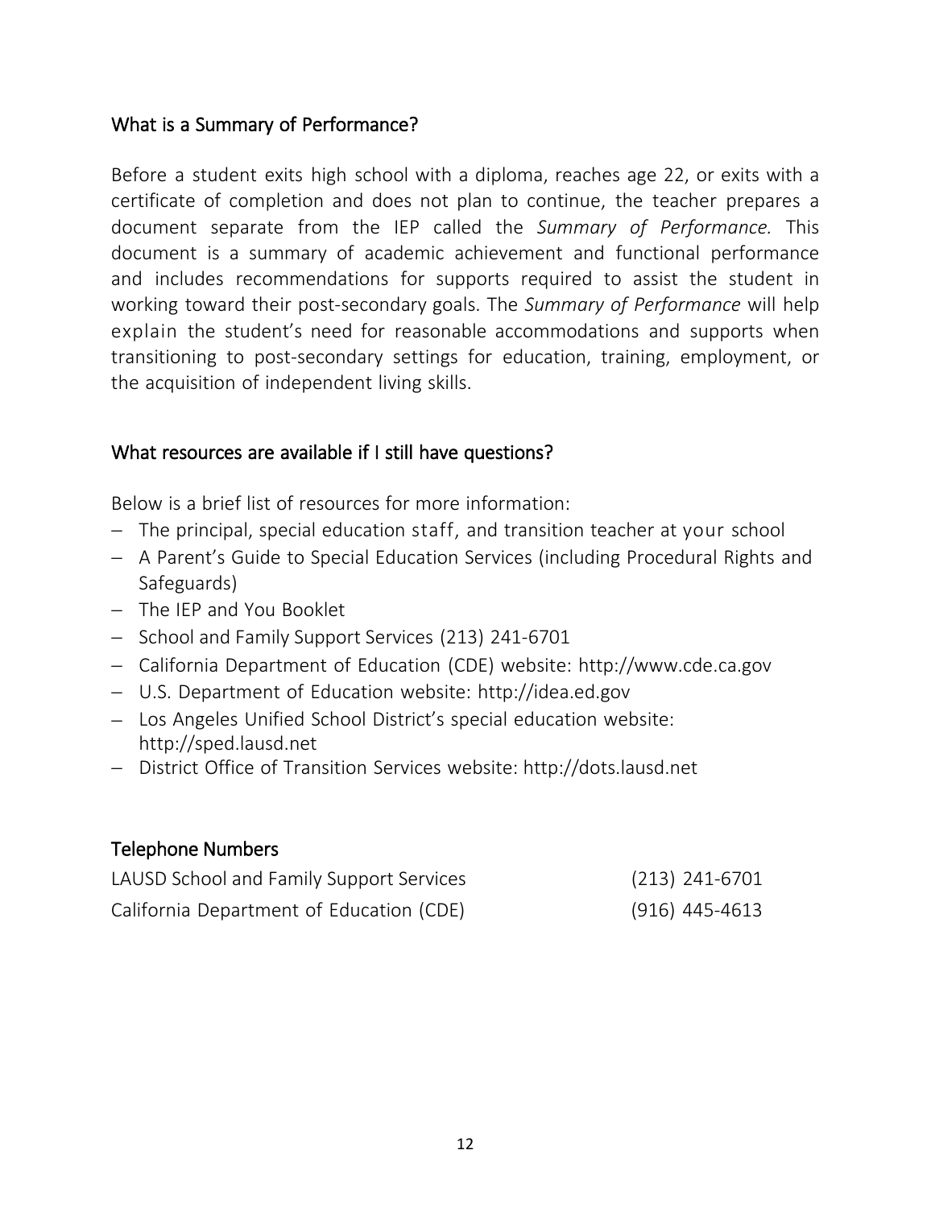## What is a Summary of Performance?

Before a student exits high school with a diploma, reaches age 22, or exits with a certificate of completion and does not plan to continue, the teacher prepares a document separate from the IEP called the *Summary of Performance.* This document is a summary of academic achievement and functional performance and includes recommendations for supports required to assist the student in working toward their post-secondary goals. The *Summary of Performance* will help explain the student's need for reasonable accommodations and supports when transitioning to post-secondary settings for education, training, employment, or the acquisition of independent living skills.

## What resources are available if I still have questions?

Below is a brief list of resources for more information:

- The principal, special education staff, and transition teacher at your school
- A Parent's Guide to Special Education Services (including Procedural Rights and Safeguards)
- The IEP and You Booklet
- School and Family Support Services (213) 241-6701
- California Department of Education (CDE) website: http://www.cde.ca.gov
- U.S. Department of Education website: http://idea.ed.gov
- Los Angeles Unified School District's special education website: http://sped.lausd.net
- District Office of Transition Services website: http://dots.lausd.net

## Telephone Numbers

| | |
|---|---|
| LAUSD School and Family Support Services | (213) 241-6701 |
| California Department of Education (CDE) | (916) 445-4613 |